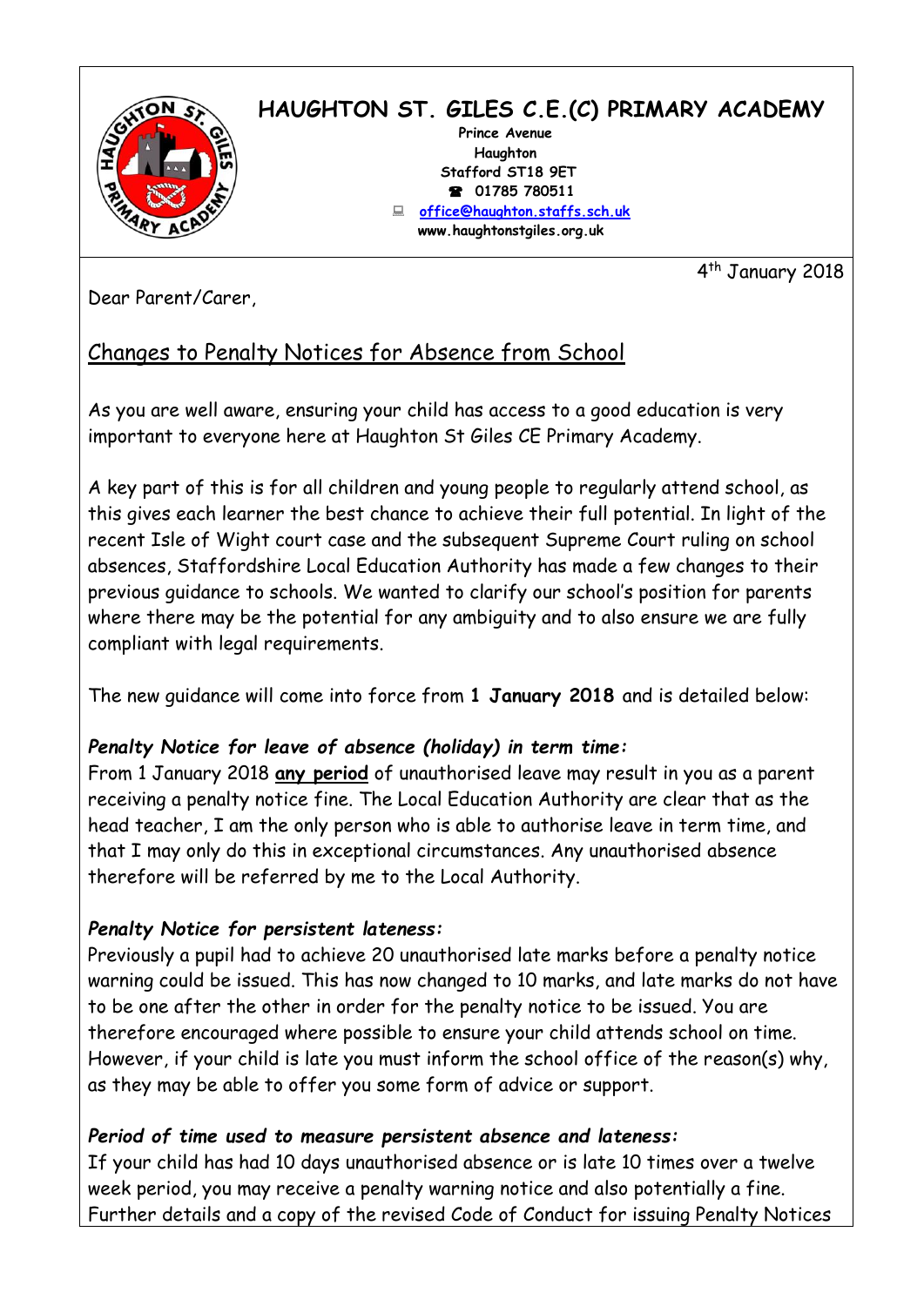# HAUGHTON ST. GILES C.E.(C) PRIMARY ACADEMY

Prince Avenue
Haughton
Stafford ST18 9ET
☎ 01785 780511
office@haughton.staffs.sch.uk
www.haughtonstgiles.org.uk

4th January 2018

Dear Parent/Carer,

## Changes to Penalty Notices for Absence from School

As you are well aware, ensuring your child has access to a good education is very important to everyone here at Haughton St Giles CE Primary Academy.

A key part of this is for all children and young people to regularly attend school, as this gives each learner the best chance to achieve their full potential. In light of the recent Isle of Wight court case and the subsequent Supreme Court ruling on school absences, Staffordshire Local Education Authority has made a few changes to their previous guidance to schools. We wanted to clarify our school's position for parents where there may be the potential for any ambiguity and to also ensure we are fully compliant with legal requirements.

The new guidance will come into force from **1 January 2018** and is detailed below:

***Penalty Notice for leave of absence (holiday) in term time:***
From 1 January 2018 **any period** of unauthorised leave may result in you as a parent receiving a penalty notice fine. The Local Education Authority are clear that as the head teacher, I am the only person who is able to authorise leave in term time, and that I may only do this in exceptional circumstances. Any unauthorised absence therefore will be referred by me to the Local Authority.

***Penalty Notice for persistent lateness:***
Previously a pupil had to achieve 20 unauthorised late marks before a penalty notice warning could be issued. This has now changed to 10 marks, and late marks do not have to be one after the other in order for the penalty notice to be issued. You are therefore encouraged where possible to ensure your child attends school on time. However, if your child is late you must inform the school office of the reason(s) why, as they may be able to offer you some form of advice or support.

***Period of time used to measure persistent absence and lateness:***
If your child has had 10 days unauthorised absence or is late 10 times over a twelve week period, you may receive a penalty warning notice and also potentially a fine. Further details and a copy of the revised Code of Conduct for issuing Penalty Notices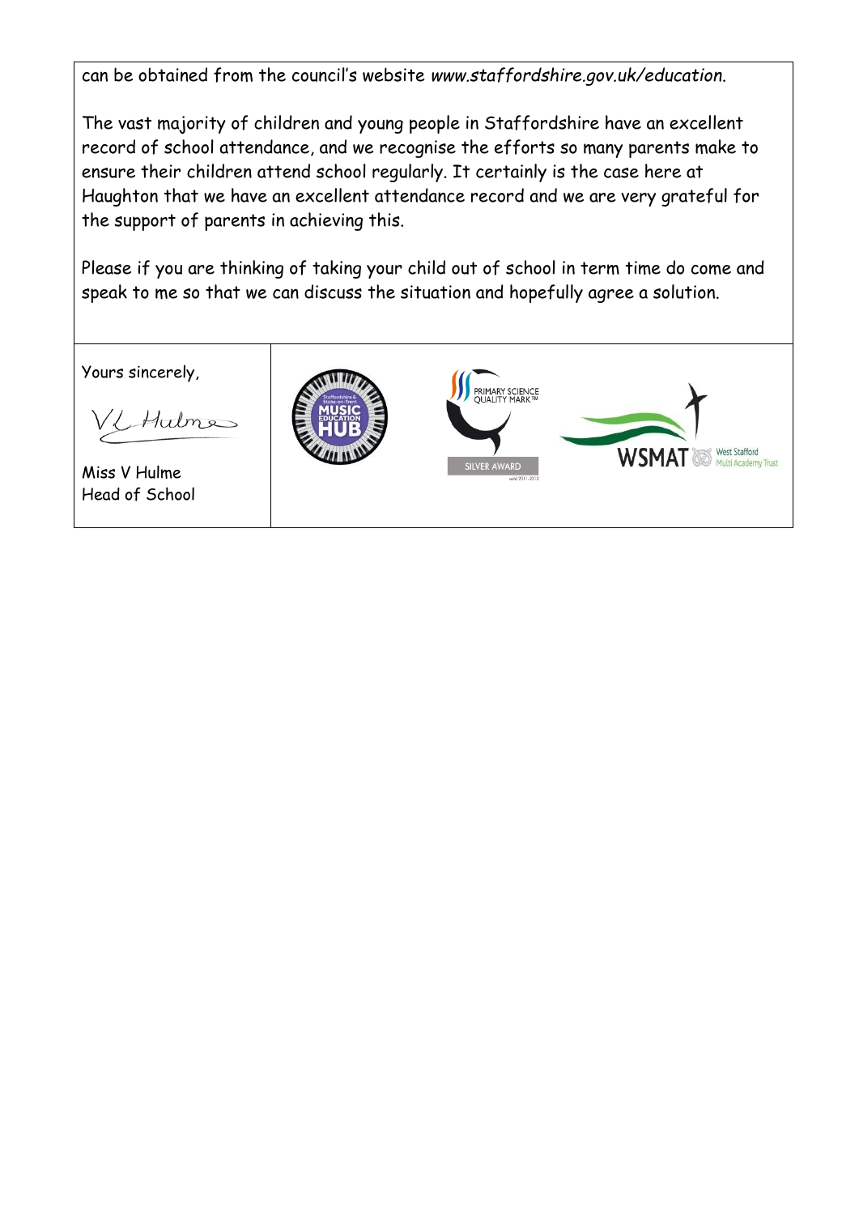can be obtained from the council's website *www.staffordshire.gov.uk/education*.

The vast majority of children and young people in Staffordshire have an excellent record of school attendance, and we recognise the efforts so many parents make to ensure their children attend school regularly. It certainly is the case here at Haughton that we have an excellent attendance record and we are very grateful for the support of parents in achieving this.

Please if you are thinking of taking your child out of school in term time do come and speak to me so that we can discuss the situation and hopefully agree a solution.

Yours sincerely,

Miss V Hulme
Head of School